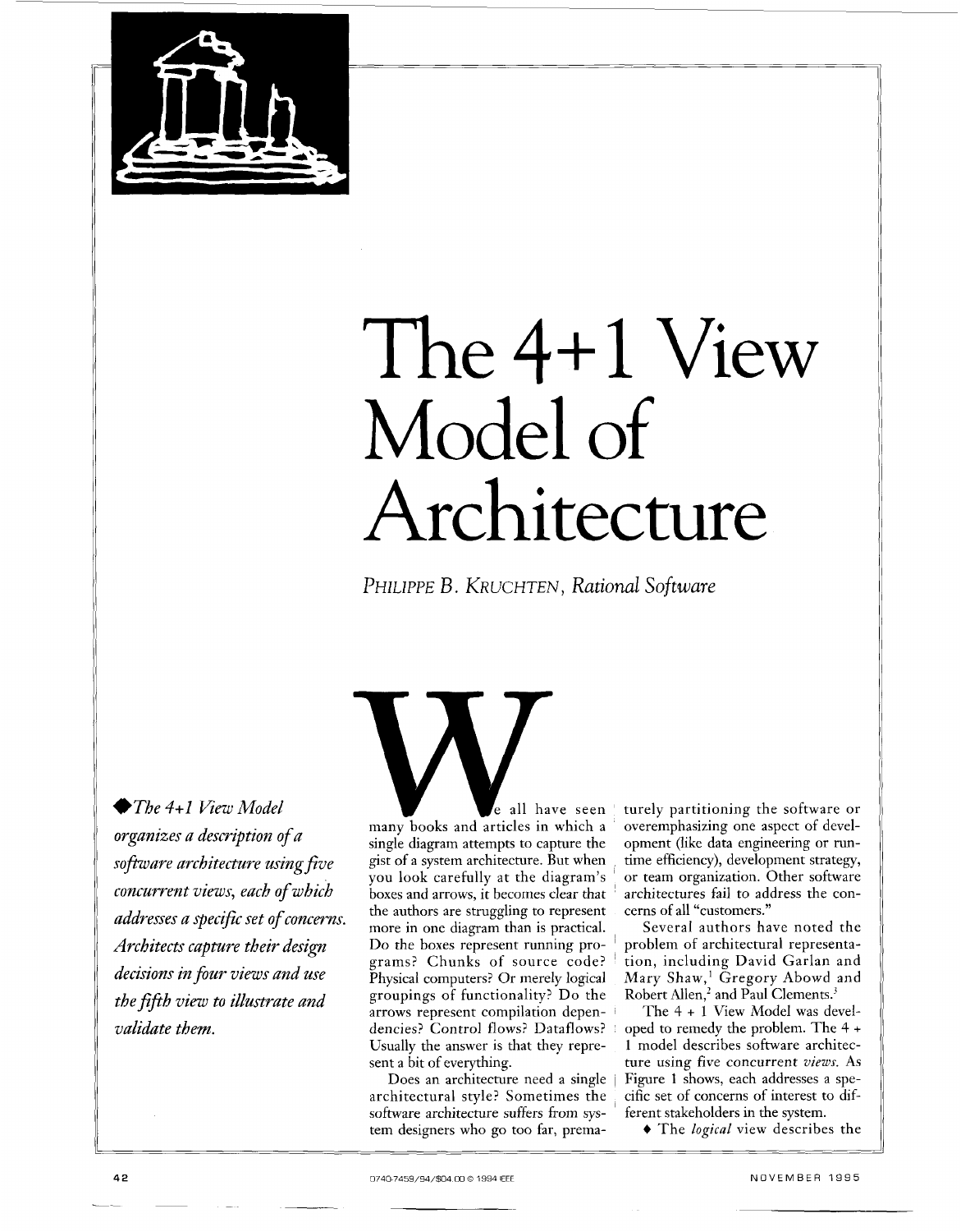# The 4+1 View Model of Architecture

*PHILIPPE B. KRUCHTEN, Rational Software*

*◆The 4+1 View Model organizes a description of a software architecture using five concurrent views, each of which addresses a specific set of concerns. Architects capture their design decisions in four views and use the fifth view to illustrate and validate them.*

We all have seen many books and articles in which a single diagram attempts to capture the gist of a system architecture. But when you look carefully at the diagram's boxes and arrows, it becomes clear that the authors are struggling to represent more in one diagram than is practical. Do the boxes represent running programs? Chunks of source code? Physical computers? Or merely logical groupings of functionality? Do the arrows represent compilation dependencies? Control flows? Dataflows? Usually the answer is that they represent a bit of everything.

Does an architecture need a single architectural style? Sometimes the software architecture suffers from system designers who go too far, prematurely partitioning the software or overemphasizing one aspect of development (like data engineering or run-time efficiency), development strategy, or team organization. Other software architectures fail to address the concerns of all "customers."

Several authors have noted the problem of architectural representation, including David Garlan and Mary Shaw,[1] Gregory Abowd and Robert Allen,[2] and Paul Clements.[3]

The 4 + 1 View Model was developed to remedy the problem. The 4 + 1 model describes software architecture using five concurrent *views*. As Figure 1 shows, each addresses a specific set of concerns of interest to different stakeholders in the system.

- The *logical* view describes the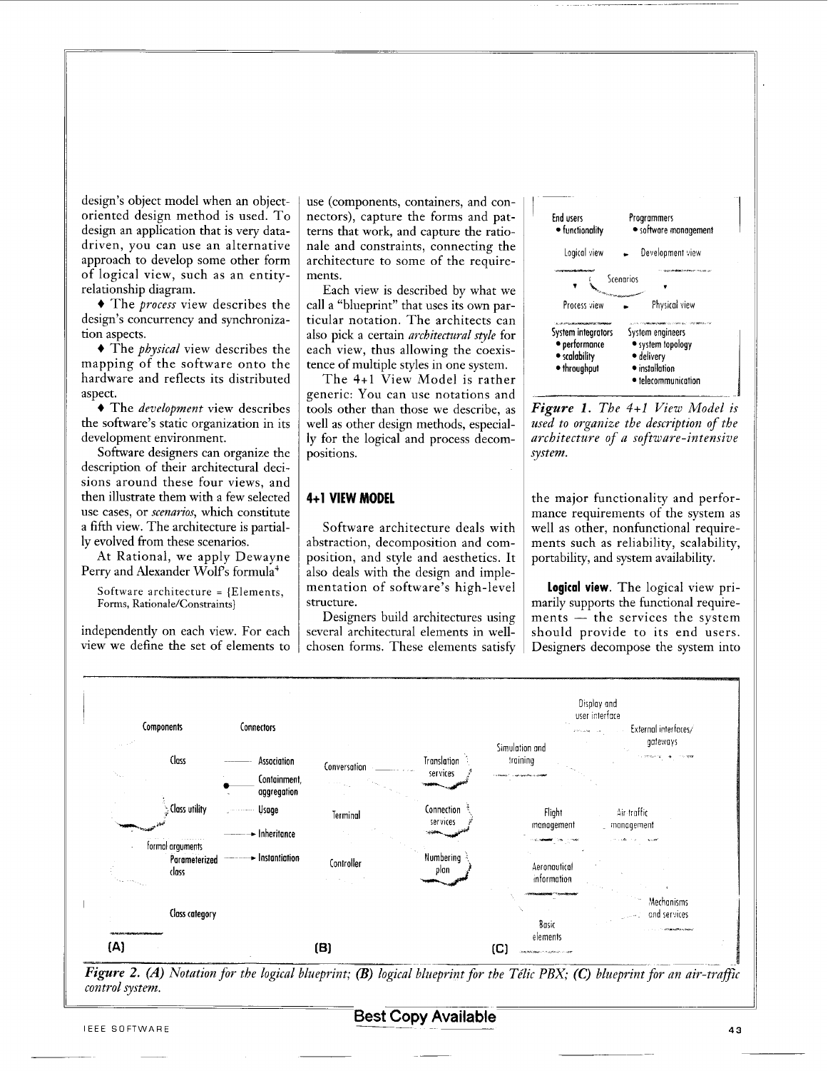design's object model when an object-oriented design method is used. To design an application that is very data-driven, you can use an alternative approach to develop some other form of logical view, such as an entity-relationship diagram.

♦ The *process* view describes the design's concurrency and synchronization aspects.

♦ The *physical* view describes the mapping of the software onto the hardware and reflects its distributed aspect.

♦ The *development* view describes the software's static organization in its development environment.

Software designers can organize the description of their architectural decisions around these four views, and then illustrate them with a few selected use cases, or *scenarios*, which constitute a fifth view. The architecture is partially evolved from these scenarios.

At Rational, we apply Dewayne Perry and Alexander Wolf's formula[4]

Software architecture = {Elements, Forms, Rationale/Constraints}

independently on each view. For each view we define the set of elements to use (components, containers, and connectors), capture the forms and patterns that work, and capture the rationale and constraints, connecting the architecture to some of the requirements.

Each view is described by what we call a "blueprint" that uses its own particular notation. The architects can also pick a certain *architectural style* for each view, thus allowing the coexistence of multiple styles in one system.

The 4+1 View Model is rather generic: You can use notations and tools other than those we describe, as well as other design methods, especially for the logical and process decompositions.

*Figure 1. The 4+1 View Model is used to organize the description of the architecture of a software-intensive system.*

## 4+1 VIEW MODEL

Software architecture deals with abstraction, decomposition and composition, and style and aesthetics. It also deals with the design and implementation of software's high-level structure.

Designers build architectures using several architectural elements in well-chosen forms. These elements satisfy the major functionality and performance requirements of the system as well as other, nonfunctional requirements such as reliability, scalability, portability, and system availability.

**Logical view.** The logical view primarily supports the functional requirements — the services the system should provide to its end users. Designers decompose the system into

*Figure 2. (A) Notation for the logical blueprint; (B) logical blueprint for the Télic PBX; (C) blueprint for an air-traffic control system.*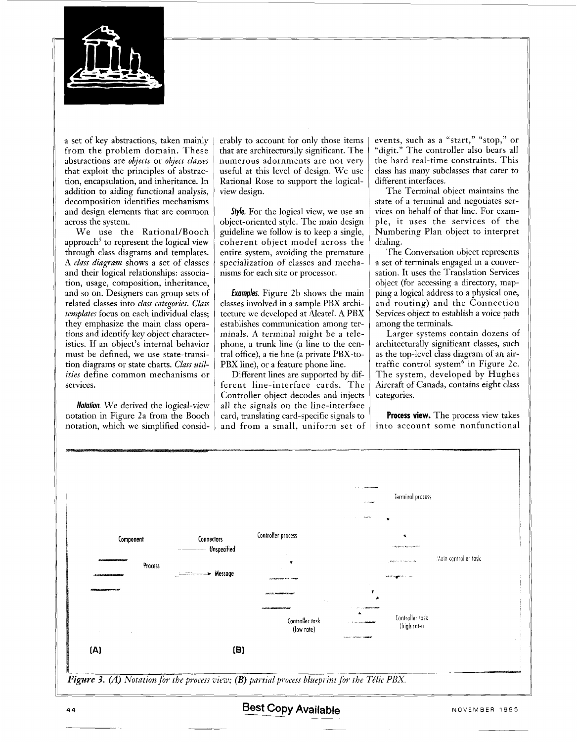a set of key abstractions, taken mainly from the problem domain. These abstractions are *objects* or *object classes* that exploit the principles of abstraction, encapsulation, and inheritance. In addition to aiding functional analysis, decomposition identifies mechanisms and design elements that are common across the system.

We use the Rational/Booch approach[5] to represent the logical view through class diagrams and templates. A *class diagram* shows a set of classes and their logical relationships: association, usage, composition, inheritance, and so on. Designers can group sets of related classes into *class categories*. *Class templates* focus on each individual class; they emphasize the main class operations and identify key object characteristics. If an object's internal behavior must be defined, we use state-transition diagrams or state charts. *Class utilities* define common mechanisms or services.

***Notation.*** We derived the logical-view notation in Figure 2a from the Booch notation, which we simplified considerably to account for only those items that are architecturally significant. The numerous adornments are not very useful at this level of design. We use Rational Rose to support the logical-view design.

***Style.*** For the logical view, we use an object-oriented style. The main design guideline we follow is to keep a single, coherent object model across the entire system, avoiding the premature specialization of classes and mechanisms for each site or processor.

***Examples.*** Figure 2b shows the main classes involved in a sample PBX architecture we developed at Alcatel. A PBX establishes communication among terminals. A terminal might be a telephone, a trunk line (a line to the central office), a tie line (a private PBX-to-PBX line), or a feature phone line.

Different lines are supported by different line-interface cards. The Controller object decodes and injects all the signals on the line-interface card, translating card-specific signals to and from a small, uniform set of events, such as a "start," "stop," or "digit." The controller also bears all the hard real-time constraints. This class has many subclasses that cater to different interfaces.

The Terminal object maintains the state of a terminal and negotiates services on behalf of that line. For example, it uses the services of the Numbering Plan object to interpret dialing.

The Conversation object represents a set of terminals engaged in a conversation. It uses the Translation Services object (for accessing a directory, mapping a logical address to a physical one, and routing) and the Connection Services object to establish a voice path among the terminals.

Larger systems contain dozens of architecturally significant classes, such as the top-level class diagram of an air-traffic control system[6] in Figure 2c. The system, developed by Hughes Aircraft of Canada, contains eight class categories.

**Process view.** The process view takes into account some nonfunctional

*Figure 3. (A) Notation for the process view; (B) partial process blueprint for the Télic PBX.*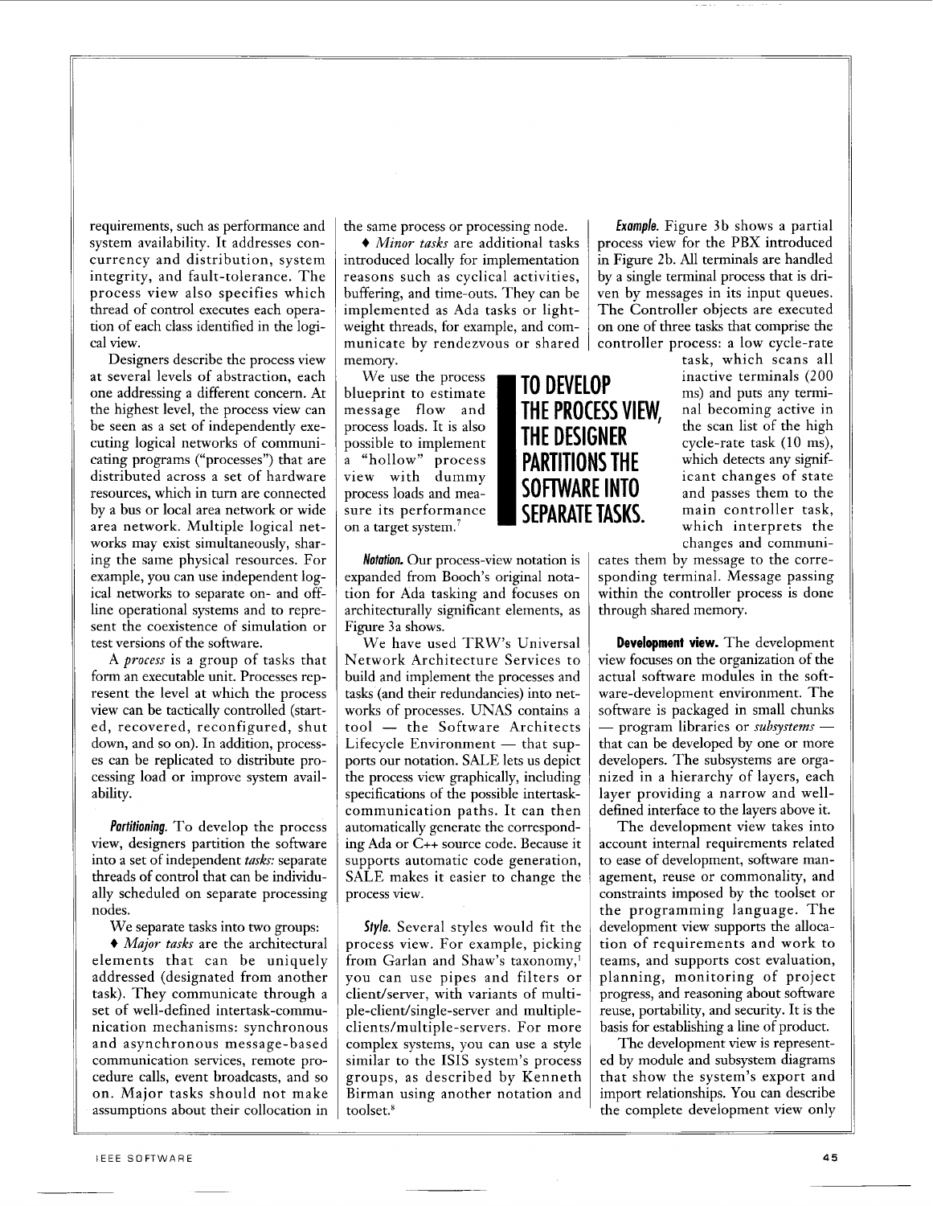requirements, such as performance and system availability. It addresses concurrency and distribution, system integrity, and fault-tolerance. The process view also specifies which thread of control executes each operation of each class identified in the logical view.

Designers describe the process view at several levels of abstraction, each one addressing a different concern. At the highest level, the process view can be seen as a set of independently executing logical networks of communicating programs ("processes") that are distributed across a set of hardware resources, which in turn are connected by a bus or local area network or wide area network. Multiple logical networks may exist simultaneously, sharing the same physical resources. For example, you can use independent logical networks to separate on- and off-line operational systems and to represent the coexistence of simulation or test versions of the software.

A *process* is a group of tasks that form an executable unit. Processes represent the level at which the process view can be tactically controlled (started, recovered, reconfigured, shut down, and so on). In addition, processes can be replicated to distribute processing load or improve system availability.

***Partitioning.*** To develop the process view, designers partition the software into a set of independent *tasks:* separate threads of control that can be individually scheduled on separate processing nodes.

We separate tasks into two groups:

♦ *Major tasks* are the architectural elements that can be uniquely addressed (designated from another task). They communicate through a set of well-defined intertask-communication mechanisms: synchronous and asynchronous message-based communication services, remote procedure calls, event broadcasts, and so on. Major tasks should not make assumptions about their collocation in the same process or processing node.

♦ *Minor tasks* are additional tasks introduced locally for implementation reasons such as cyclical activities, buffering, and time-outs. They can be implemented as Ada tasks or lightweight threads, for example, and communicate by rendezvous or shared memory.

We use the process blueprint to estimate message flow and process loads. It is also possible to implement a "hollow" process view with dummy process loads and measure its performance on a target system.[7]

**TO DEVELOP THE PROCESS VIEW, THE DESIGNER PARTITIONS THE SOFTWARE INTO SEPARATE TASKS.**

***Notation.*** Our process-view notation is expanded from Booch's original notation for Ada tasking and focuses on architecturally significant elements, as Figure 3a shows.

We have used TRW's Universal Network Architecture Services to build and implement the processes and tasks (and their redundancies) into networks of processes. UNAS contains a tool — the Software Architects Lifecycle Environment — that supports our notation. SALE lets us depict the process view graphically, including specifications of the possible intertask-communication paths. It can then automatically generate the corresponding Ada or C++ source code. Because it supports automatic code generation, SALE makes it easier to change the process view.

***Style.*** Several styles would fit the process view. For example, picking from Garlan and Shaw's taxonomy,[1] you can use pipes and filters or client/server, with variants of multiple-client/single-server and multiple-clients/multiple-servers. For more complex systems, you can use a style similar to the ISIS system's process groups, as described by Kenneth Birman using another notation and toolset.[8]

***Example.*** Figure 3b shows a partial process view for the PBX introduced in Figure 2b. All terminals are handled by a single terminal process that is driven by messages in its input queues. The Controller objects are executed on one of three tasks that comprise the controller process: a low cycle-rate task, which scans all inactive terminals (200 ms) and puts any terminal becoming active in the scan list of the high cycle-rate task (10 ms), which detects any significant changes of state and passes them to the main controller task, which interprets the changes and communicates them by message to the corresponding terminal. Message passing within the controller process is done through shared memory.

**Development view.** The development view focuses on the organization of the actual software modules in the software-development environment. The software is packaged in small chunks — program libraries or *subsystems* — that can be developed by one or more developers. The subsystems are organized in a hierarchy of layers, each layer providing a narrow and well-defined interface to the layers above it.

The development view takes into account internal requirements related to ease of development, software management, reuse or commonality, and constraints imposed by the toolset or the programming language. The development view supports the allocation of requirements and work to teams, and supports cost evaluation, planning, monitoring of project progress, and reasoning about software reuse, portability, and security. It is the basis for establishing a line of product.

The development view is represented by module and subsystem diagrams that show the system's export and import relationships. You can describe the complete development view only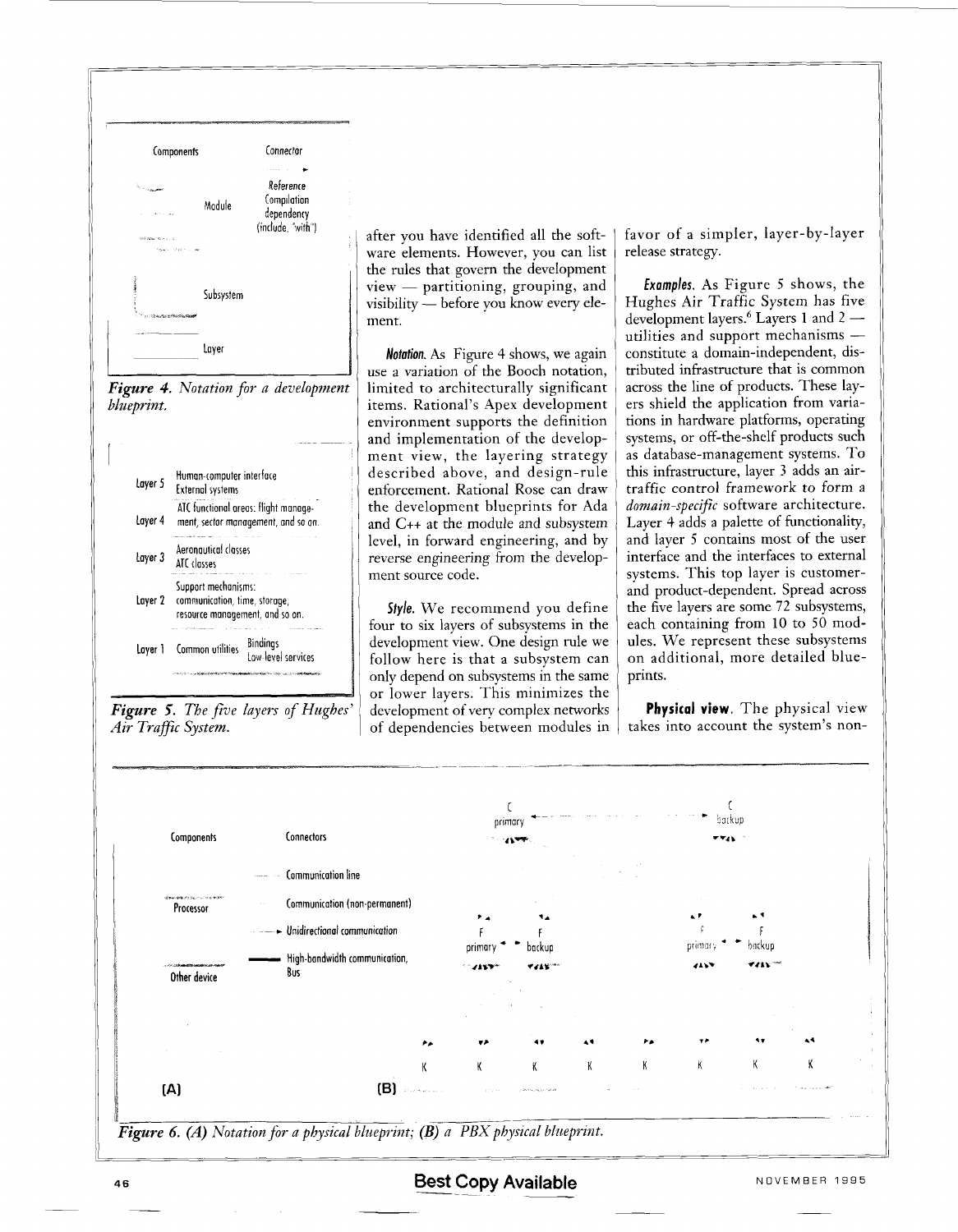| Components | Connector |
|---|---|
| Module | Reference<br>Compilation dependency (include, "with") |
| Subsystem | |
| Layer | |

*Figure 4. Notation for a development blueprint.*

| | |
|---|---|
| Layer 5 | Human-computer interface<br>External systems |
| Layer 4 | ATC functional areas: flight management, sector management, and so on. |
| Layer 3 | Aeronautical classes<br>ATC classes |
| Layer 2 | Support mechanisms:<br>communication, time, storage, resource management, and so on. |
| Layer 1 | Common utilities — Bindings, Low-level services |

*Figure 5. The five layers of Hughes' Air Traffic System.*

after you have identified all the software elements. However, you can list the rules that govern the development view — partitioning, grouping, and visibility — before you know every element.

***Notation.*** As Figure 4 shows, we again use a variation of the Booch notation, limited to architecturally significant items. Rational's Apex development environment supports the definition and implementation of the development view, the layering strategy described above, and design-rule enforcement. Rational Rose can draw the development blueprints for Ada and C++ at the module and subsystem level, in forward engineering, and by reverse engineering from the development source code.

***Style.*** We recommend you define four to six layers of subsystems in the development view. One design rule we follow here is that a subsystem can only depend on subsystems in the same or lower layers. This minimizes the development of very complex networks of dependencies between modules in favor of a simpler, layer-by-layer release strategy.

***Examples.*** As Figure 5 shows, the Hughes Air Traffic System has five development layers.[6] Layers 1 and 2 — utilities and support mechanisms — constitute a domain-independent, distributed infrastructure that is common across the line of products. These layers shield the application from variations in hardware platforms, operating systems, or off-the-shelf products such as database-management systems. To this infrastructure, layer 3 adds an air-traffic control framework to form a *domain-specific* software architecture. Layer 4 adds a palette of functionality, and layer 5 contains most of the user interface and the interfaces to external systems. This top layer is customer- and product-dependent. Spread across the five layers are some 72 subsystems, each containing from 10 to 50 modules. We represent these subsystems on additional, more detailed blueprints.

**Physical view.** The physical view takes into account the system's non-

| Components | Connectors |
|---|---|
| Processor | Communication line<br>Communication (non-permanent)<br>Unidirectional communication<br>High-bandwidth communication, Bus |
| Other device | |

(A) (B)

*Figure 6. (A) Notation for a physical blueprint; (B) a PBX physical blueprint.*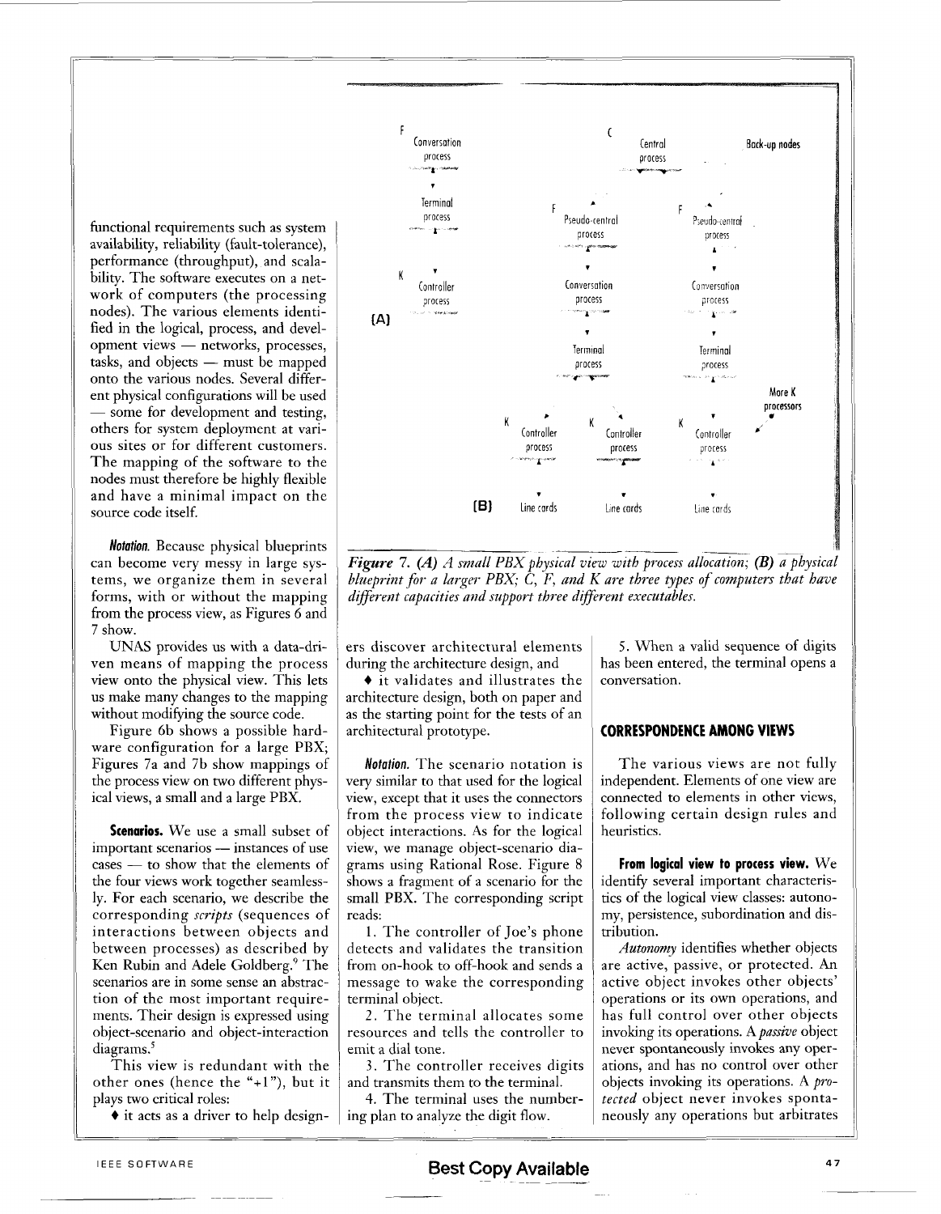functional requirements such as system availability, reliability (fault-tolerance), performance (throughput), and scalability. The software executes on a network of computers (the processing nodes). The various elements identified in the logical, process, and development views — networks, processes, tasks, and objects — must be mapped onto the various nodes. Several different physical configurations will be used — some for development and testing, others for system deployment at various sites or for different customers. The mapping of the software to the nodes must therefore be highly flexible and have a minimal impact on the source code itself.

**Notation.** Because physical blueprints can become very messy in large systems, we organize them in several forms, with or without the mapping from the process view, as Figures 6 and 7 show.

UNAS provides us with a data-driven means of mapping the process view onto the physical view. This lets us make many changes to the mapping without modifying the source code.

Figure 6b shows a possible hardware configuration for a large PBX; Figures 7a and 7b show mappings of the process view on two different physical views, a small and a large PBX.

*Figure 7. (A) A small PBX physical view with process allocation; (B) a physical blueprint for a larger PBX; C, F, and K are three types of computers that have different capacities and support three different executables.*

**Scenarios.** We use a small subset of important scenarios — instances of use cases — to show that the elements of the four views work together seamlessly. For each scenario, we describe the corresponding *scripts* (sequences of interactions between objects and between processes) as described by Ken Rubin and Adele Goldberg.[9] The scenarios are in some sense an abstraction of the most important requirements. Their design is expressed using object-scenario and object-interaction diagrams.[5]

This view is redundant with the other ones (hence the "+1"), but it plays two critical roles:

- it acts as a driver to help designers discover architectural elements during the architecture design, and
- it validates and illustrates the architecture design, both on paper and as the starting point for the tests of an architectural prototype.

**Notation.** The scenario notation is very similar to that used for the logical view, except that it uses the connectors from the process view to indicate object interactions. As for the logical view, we manage object-scenario diagrams using Rational Rose. Figure 8 shows a fragment of a scenario for the small PBX. The corresponding script reads:

1. The controller of Joe's phone detects and validates the transition from on-hook to off-hook and sends a message to wake the corresponding terminal object.
2. The terminal allocates some resources and tells the controller to emit a dial tone.
3. The controller receives digits and transmits them to the terminal.
4. The terminal uses the numbering plan to analyze the digit flow.
5. When a valid sequence of digits has been entered, the terminal opens a conversation.

## CORRESPONDENCE AMONG VIEWS

The various views are not fully independent. Elements of one view are connected to elements in other views, following certain design rules and heuristics.

**From logical view to process view.** We identify several important characteristics of the logical view classes: autonomy, persistence, subordination and distribution.

*Autonomy* identifies whether objects are active, passive, or protected. An active object invokes other objects' operations or its own operations, and has full control over other objects invoking its operations. A *passive* object never spontaneously invokes any operations, and has no control over other objects invoking its operations. A *protected* object never invokes spontaneously any operations but arbitrates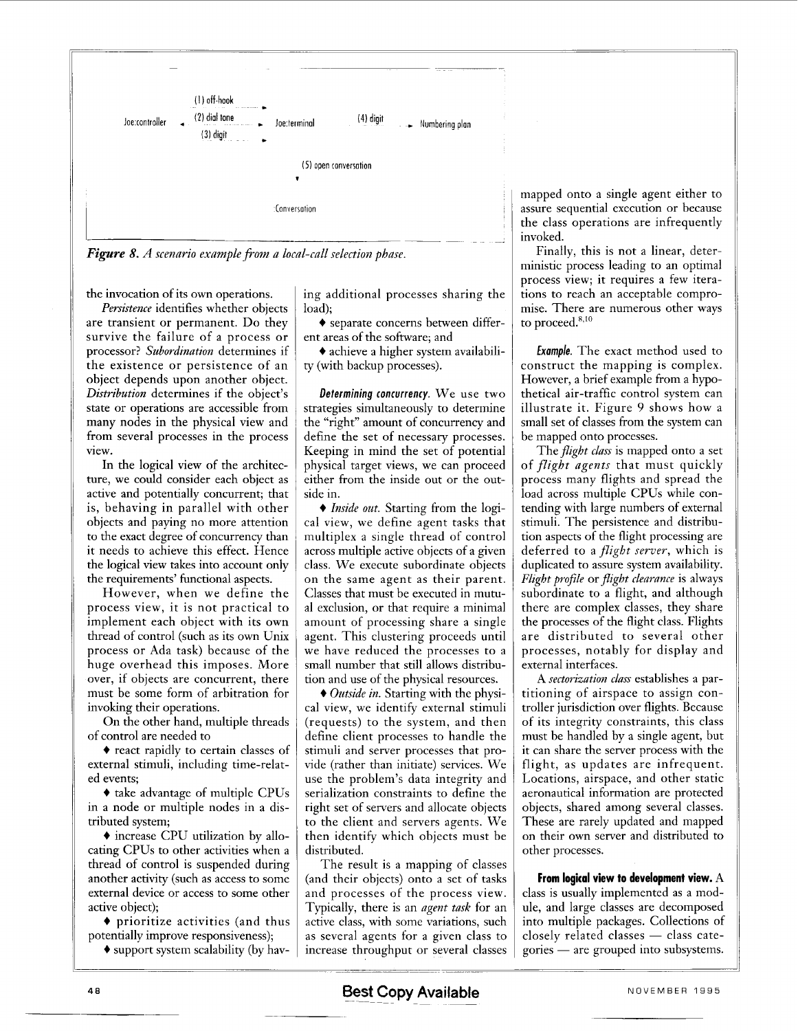(1) off-hook

Joe:controller (2) dial tone Joe:terminal (4) digit Numbering plan

(3) digit

(5) open conversation

Conversation

*Figure 8. A scenario example from a local-call selection phase.*

the invocation of its own operations.

*Persistence* identifies whether objects are transient or permanent. Do they survive the failure of a process or processor? *Subordination* determines if the existence or persistence of an object depends upon another object. *Distribution* determines if the object's state or operations are accessible from many nodes in the physical view and from several processes in the process view.

In the logical view of the architecture, we could consider each object as active and potentially concurrent; that is, behaving in parallel with other objects and paying no more attention to the exact degree of concurrency than it needs to achieve this effect. Hence the logical view takes into account only the requirements' functional aspects.

However, when we define the process view, it is not practical to implement each object with its own thread of control (such as its own Unix process or Ada task) because of the huge overhead this imposes. Moreover, if objects are concurrent, there must be some form of arbitration for invoking their operations.

On the other hand, multiple threads of control are needed to

- react rapidly to certain classes of external stimuli, including time-related events;
- take advantage of multiple CPUs in a node or multiple nodes in a distributed system;
- increase CPU utilization by allocating CPUs to other activities when a thread of control is suspended during another activity (such as access to some external device or access to some other active object);
- prioritize activities (and thus potentially improve responsiveness);
- support system scalability (by having additional processes sharing the load);
- separate concerns between different areas of the software; and
- achieve a higher system availability (with backup processes).

**Determining concurrency.** We use two strategies simultaneously to determine the "right" amount of concurrency and define the set of necessary processes. Keeping in mind the set of potential physical target views, we can proceed either from the inside out or the outside in.

- *Inside out.* Starting from the logical view, we define agent tasks that multiplex a single thread of control across multiple active objects of a given class. We execute subordinate objects on the same agent as their parent. Classes that must be executed in mutual exclusion, or that require a minimal amount of processing share a single agent. This clustering proceeds until we have reduced the processes to a small number that still allows distribution and use of the physical resources.
- *Outside in.* Starting with the physical view, we identify external stimuli (requests) to the system, and then define client processes to handle the stimuli and server processes that provide (rather than initiate) services. We use the problem's data integrity and serialization constraints to define the right set of servers and allocate objects to the client and servers agents. We then identify which objects must be distributed.

The result is a mapping of classes (and their objects) onto a set of tasks and processes of the process view. Typically, there is an *agent task* for an active class, with some variations, such as several agents for a given class to increase throughput or several classes mapped onto a single agent either to assure sequential execution or because the class operations are infrequently invoked.

Finally, this is not a linear, deterministic process leading to an optimal process view; it requires a few iterations to reach an acceptable compromise. There are numerous other ways to proceed.[8,10]

**Example.** The exact method used to construct the mapping is complex. However, a brief example from a hypothetical air-traffic control system can illustrate it. Figure 9 shows how a small set of classes from the system can be mapped onto processes.

The *flight class* is mapped onto a set of *flight agents* that must quickly process many flights and spread the load across multiple CPUs while contending with large numbers of external stimuli. The persistence and distribution aspects of the flight processing are deferred to a *flight server*, which is duplicated to assure system availability. *Flight profile* or *flight clearance* is always subordinate to a flight, and although there are complex classes, they share the processes of the flight class. Flights are distributed to several other processes, notably for display and external interfaces.

A *sectorization class* establishes a partitioning of airspace to assign controller jurisdiction over flights. Because of its integrity constraints, this class must be handled by a single agent, but it can share the server process with the flight, as updates are infrequent. Locations, airspace, and other static aeronautical information are protected objects, shared among several classes. These are rarely updated and mapped on their own server and distributed to other processes.

**From logical view to development view.** A class is usually implemented as a module, and large classes are decomposed into multiple packages. Collections of closely related classes — class categories — are grouped into subsystems.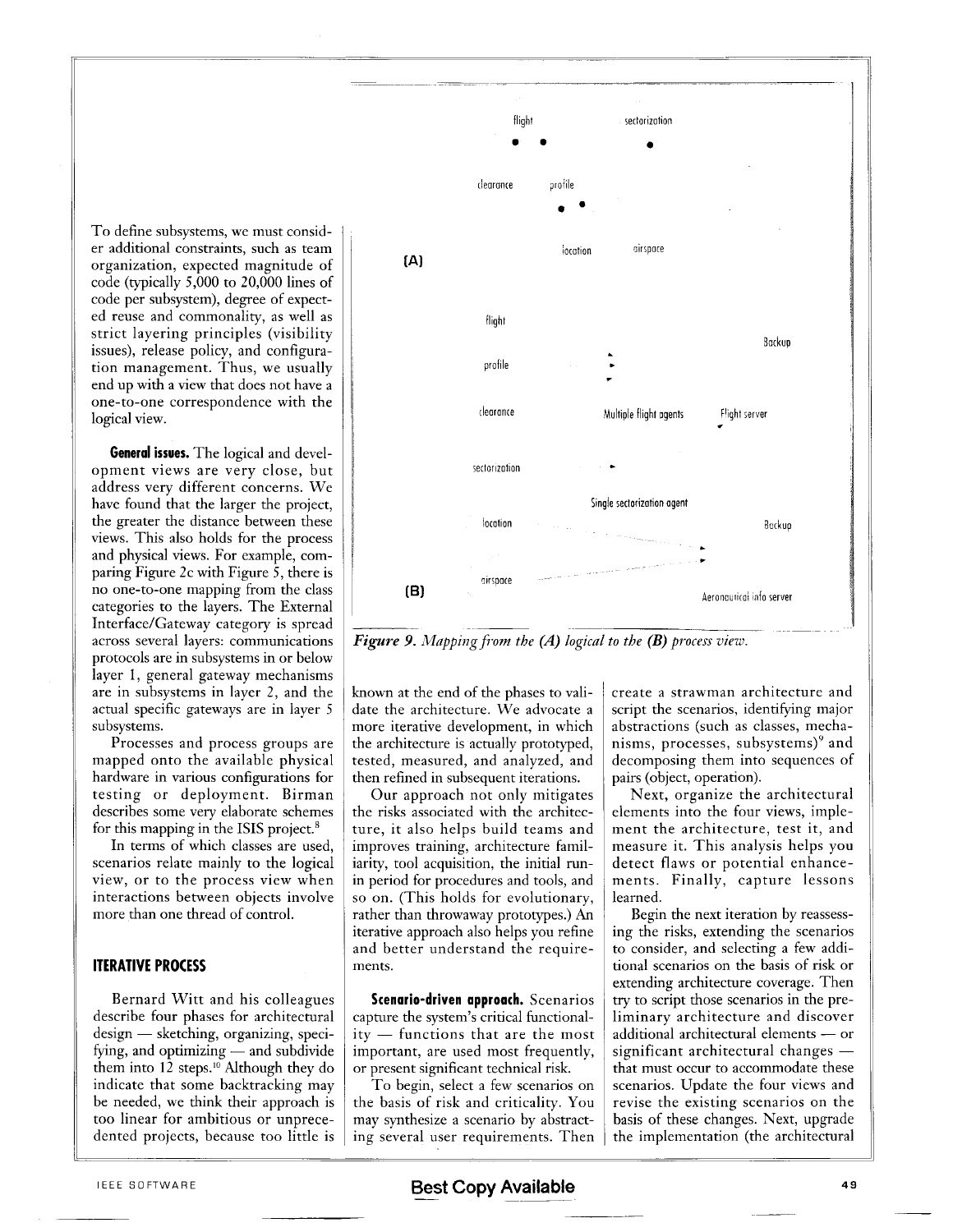To define subsystems, we must consider additional constraints, such as team organization, expected magnitude of code (typically 5,000 to 20,000 lines of code per subsystem), degree of expected reuse and commonality, as well as strict layering principles (visibility issues), release policy, and configuration management. Thus, we usually end up with a view that does not have a one-to-one correspondence with the logical view.

**General issues.** The logical and development views are very close, but address very different concerns. We have found that the larger the project, the greater the distance between these views. This also holds for the process and physical views. For example, comparing Figure 2c with Figure 5, there is no one-to-one mapping from the class categories to the layers. The External Interface/Gateway category is spread across several layers: communications protocols are in subsystems in or below layer 1, general gateway mechanisms are in subsystems in layer 2, and the actual specific gateways are in layer 5 subsystems.

Processes and process groups are mapped onto the available physical hardware in various configurations for testing or deployment. Birman describes some very elaborate schemes for this mapping in the ISIS project.[8]

In terms of which classes are used, scenarios relate mainly to the logical view, or to the process view when interactions between objects involve more than one thread of control.

flight sectorization clearance profile location airspace (A)

flight profile clearance sectorization location airspace Backup Multiple flight agents Flight server Single sectorization agent Backup Aeronautical info server (B)

*Figure 9. Mapping from the (A) logical to the (B) process view.*

## ITERATIVE PROCESS

Bernard Witt and his colleagues describe four phases for architectural design — sketching, organizing, specifying, and optimizing — and subdivide them into 12 steps.[10] Although they do indicate that some backtracking may be needed, we think their approach is too linear for ambitious or unprecedented projects, because too little is known at the end of the phases to validate the architecture. We advocate a more iterative development, in which the architecture is actually prototyped, tested, measured, and analyzed, and then refined in subsequent iterations.

Our approach not only mitigates the risks associated with the architecture, it also helps build teams and improves training, architecture familiarity, tool acquisition, the initial run-in period for procedures and tools, and so on. (This holds for evolutionary, rather than throwaway prototypes.) An iterative approach also helps you refine and better understand the requirements.

**Scenario-driven approach.** Scenarios capture the system's critical functionality — functions that are the most important, are used most frequently, or present significant technical risk.

To begin, select a few scenarios on the basis of risk and criticality. You may synthesize a scenario by abstracting several user requirements. Then create a strawman architecture and script the scenarios, identifying major abstractions (such as classes, mechanisms, processes, subsystems)[9] and decomposing them into sequences of pairs (object, operation).

Next, organize the architectural elements into the four views, implement the architecture, test it, and measure it. This analysis helps you detect flaws or potential enhancements. Finally, capture lessons learned.

Begin the next iteration by reassessing the risks, extending the scenarios to consider, and selecting a few additional scenarios on the basis of risk or extending architecture coverage. Then try to script those scenarios in the preliminary architecture and discover additional architectural elements — or significant architectural changes — that must occur to accommodate these scenarios. Update the four views and revise the existing scenarios on the basis of these changes. Next, upgrade the implementation (the architectural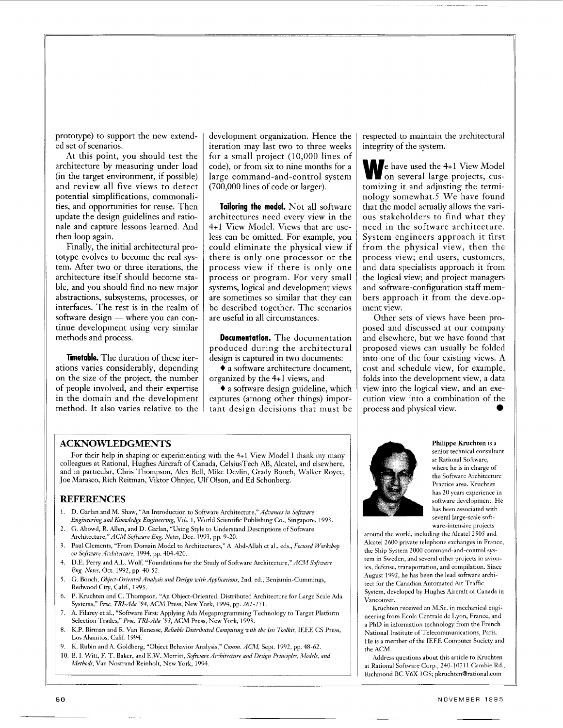prototype) to support the new extended set of scenarios.

At this point, you should test the architecture by measuring under load (in the target environment, if possible) and review all five views to detect potential simplifications, commonalities, and opportunities for reuse. Then update the design guidelines and rationale and capture lessons learned. And then loop again.

Finally, the initial architectural prototype evolves to become the real system. After two or three iterations, the architecture itself should become stable, and you should find no new major abstractions, subsystems, processes, or interfaces. The rest is in the realm of software design — where you can continue development using very similar methods and process.

**Timetable.** The duration of these iterations varies considerably, depending on the size of the project, the number of people involved, and their expertise in the domain and the development method. It also varies relative to the development organization. Hence the iteration may last two to three weeks for a small project (10,000 lines of code), or from six to nine months for a large command-and-control system (700,000 lines of code or larger).

**Tailoring the model.** Not all software architectures need every view in the 4+1 View Model. Views that are useless can be omitted. For example, you could eliminate the physical view if there is only one processor or the process view if there is only one process or program. For very small systems, logical and development views are sometimes so similar that they can be described together. The scenarios are useful in all circumstances.

**Documentation.** The documentation produced during the architectural design is captured in two documents:

- a software architecture document, organized by the 4+1 views, and
- a software design guideline, which captures (among other things) important design decisions that must be respected to maintain the architectural integrity of the system.

We have used the 4+1 View Model on several large projects, customizing it and adjusting the terminology somewhat.5 We have found that the model actually allows the various stakeholders to find what they need in the software architecture. System engineers approach it first from the physical view, then the process view; end users, customers, and data specialists approach it from the logical view; and project managers and software-configuration staff members approach it from the development view.

Other sets of views have been proposed and discussed at our company and elsewhere, but we have found that proposed views can usually be folded into one of the four existing views. A cost and schedule view, for example, folds into the development view, a data view into the logical view, and an execution view into a combination of the process and physical view.

## ACKNOWLEDGMENTS

For their help in shaping or experimenting with the 4+1 View Model I thank my many colleagues at Rational, Hughes Aircraft of Canada, CelsiusTech AB, Alcatel, and elsewhere, and in particular, Chris Thompson, Alex Bell, Mike Devlin, Grady Booch, Walker Royce, Joe Marasco, Rich Reitman, Viktor Ohnjec, Ulf Olson, and Ed Schonberg.

## REFERENCES

1. D. Garlan and M. Shaw, "An Introduction to Software Architecture," *Advances in Software Engineering and Knowledge Engineering*, Vol. 1, World Scientific Publishing Co., Singapore, 1993.
2. G. Abowd, R. Allen, and D. Garlan, "Using Style to Understand Descriptions of Software Architecture," *ACM Software Eng. Notes*, Dec. 1993, pp. 9-20.
3. Paul Clements, "From Domain Model to Architectures," A. Abd-Allah et al., eds., *Focused Workshop on Software Architecture*, 1994, pp. 404-420.
4. D.E. Perry and A.L. Wolf, "Foundations for the Study of Software Architecture," *ACM Software Eng. Notes*, Oct. 1992, pp. 40-52.
5. G. Booch, *Object-Oriented Analysis and Design with Applications*, 2nd. ed., Benjamin-Cummings, Redwood City, Calif., 1993.
6. P. Kruchten and C. Thompson, "An Object-Oriented, Distributed Architecture for Large Scale Ada Systems," *Proc. TRI-Ada '94*, ACM Press, New York, 1994, pp. 262-271.
7. A. Filarey et al., "Software First: Applying Ada Megaprogramming Technology to Target Platform Selection Trades," *Proc. TRI-Ada '93*, ACM Press, New York, 1993.
8. K.P. Birman and R. Van Renesse, *Reliable Distributed Computing with the Isis Toolkit*, IEEE CS Press, Los Alamitos, Calif. 1994.
9. K. Rubin and A. Goldberg, "Object Behavior Analysis," *Comm. ACM*, Sept. 1992, pp. 48-62.
10. B. I. Witt, F. T. Baker, and E.W. Merritt, *Software Architecture and Design Principles, Models, and Methods*, Van Nostrand Reinholt, New York, 1994.

**Philippe Kruchten** is a senior technical consultant at Rational Software, where he is in charge of the Software Architecture Practice area. Kruchten has 20 years experience in software development. He has been associated with several large-scale software-intensive projects around the world, including the Alcatel 2505 and Alcatel 2600 private telephone exchanges in France, the Ship System 2000 command-and-control system in Sweden, and several other projects in avionics, defense, transportation, and compilation. Since August 1992, he has been the lead software architect for the Canadian Automated Air Traffic System, developed by Hughes Aircraft of Canada in Vancouver.

Kruchten received an M.Sc. in mechanical engineering from Ecole Centrale de Lyon, France, and a PhD in information technology from the French National Institute of Telecommunications, Paris. He is a member of the IEEE Computer Society and the ACM.

Address questions about this article to Kruchten at Rational Software Corp., 240-10711 Cambie Rd., Richmond BC V6X 3G5; pkruchten@rational.com